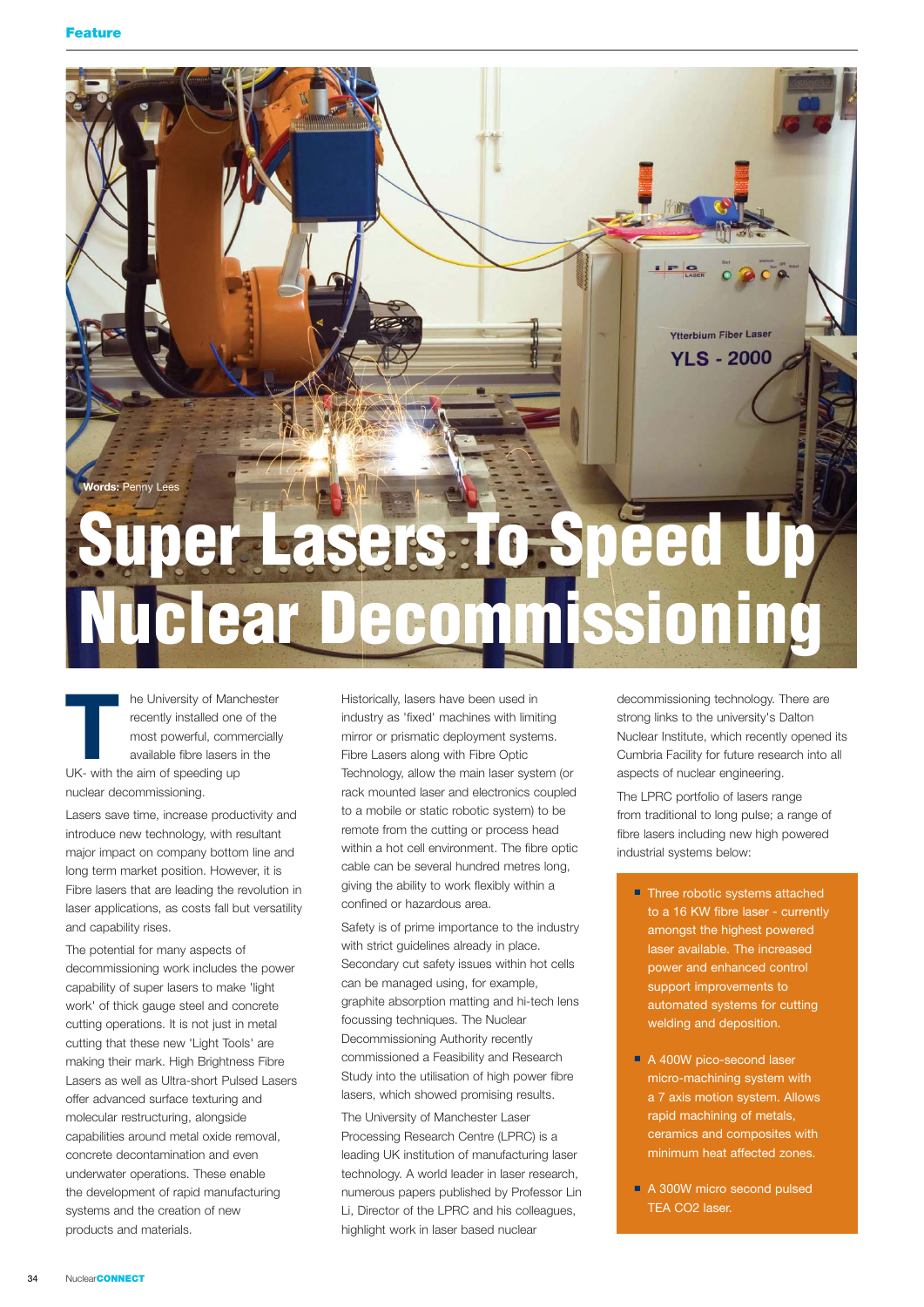# Super Lasers To Speed Up Nuclear Decommissioning

**Words:** Penny Lees

The University of Manchester recently installed one of the most powerful, commercially available fibre lasers in the UK- with the aim of speeding up nuclear decommissioning.

Lasers save time, increase productivity and introduce new technology, with resultant major impact on company bottom line and long term market position. However, it is Fibre lasers that are leading the revolution in laser applications, as costs fall but versatility and capability rises.

The potential for many aspects of decommissioning work includes the power capability of super lasers to make 'light work' of thick gauge steel and concrete cutting operations. It is not just in metal cutting that these new 'Light Tools' are making their mark. High Brightness Fibre Lasers as well as Ultra-short Pulsed Lasers offer advanced surface texturing and molecular restructuring, alongside capabilities around metal oxide removal, concrete decontamination and even underwater operations. These enable the development of rapid manufacturing systems and the creation of new products and materials.

Historically, lasers have been used in industry as 'fixed' machines with limiting mirror or prismatic deployment systems. Fibre Lasers along with Fibre Optic Technology, allow the main laser system (or rack mounted laser and electronics coupled to a mobile or static robotic system) to be remote from the cutting or process head within a hot cell environment. The fibre optic cable can be several hundred metres long, giving the ability to work flexibly within a confined or hazardous area.

Safety is of prime importance to the industry with strict guidelines already in place. Secondary cut safety issues within hot cells can be managed using, for example, graphite absorption matting and hi-tech lens focussing techniques. The Nuclear Decommissioning Authority recently commissioned a Feasibility and Research Study into the utilisation of high power fibre lasers, which showed promising results.

The University of Manchester Laser Processing Research Centre (LPRC) is a leading UK institution of manufacturing laser technology. A world leader in laser research, numerous papers published by Professor Lin Li, Director of the LPRC and his colleagues, highlight work in laser based nuclear decommissioning technology. There are strong links to the university's Dalton Nuclear Institute, which recently opened its Cumbria Facility for future research into all aspects of nuclear engineering.

The LPRC portfolio of lasers range from traditional to long pulse; a range of fibre lasers including new high powered industrial systems below:

- Three robotic systems attached to a 16 KW fibre laser - currently amongst the highest powered laser available. The increased power and enhanced control support improvements to automated systems for cutting welding and deposition.
- A 400W pico-second laser micro-machining system with a 7 axis motion system. Allows rapid machining of metals, ceramics and composites with minimum heat affected zones.
- A 300W micro second pulsed TEA $CO_2$ laser.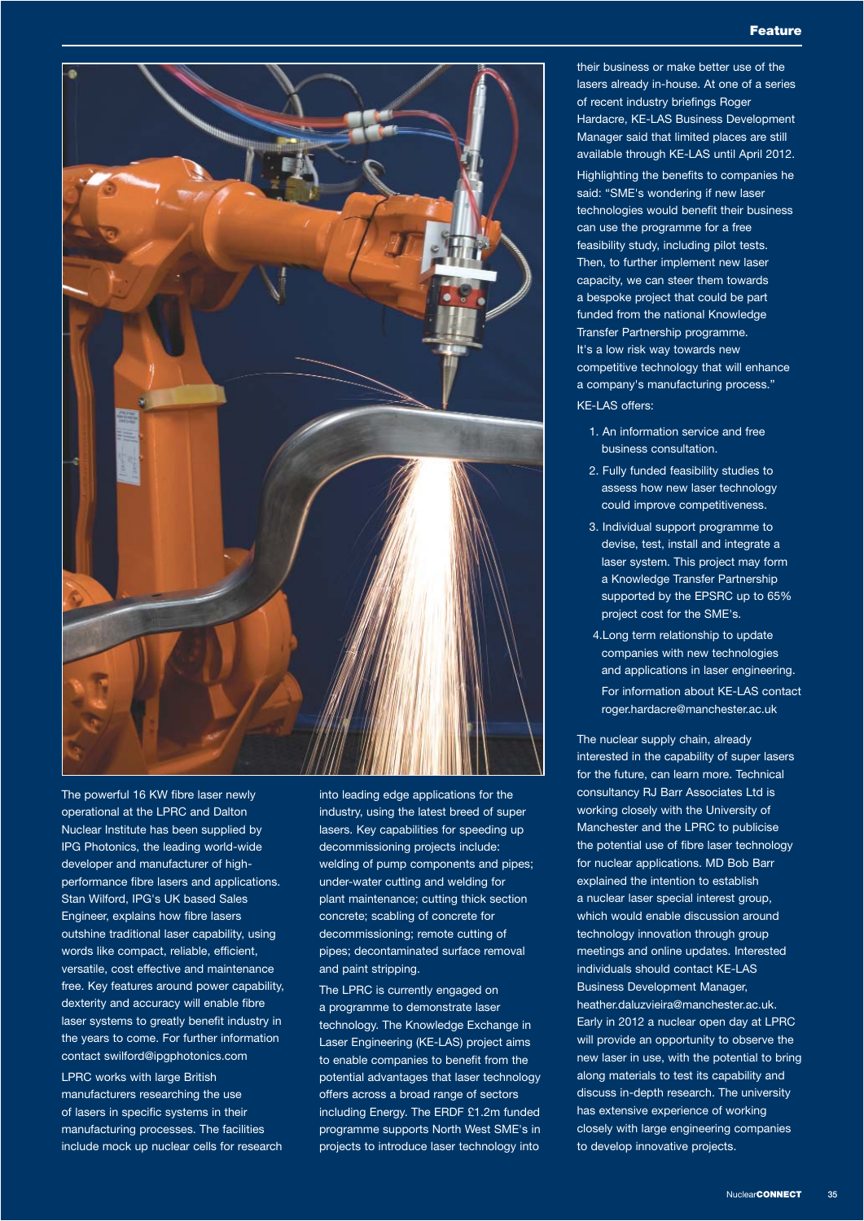The powerful 16 KW fibre laser newly operational at the LPRC and Dalton Nuclear Institute has been supplied by IPG Photonics, the leading world-wide developer and manufacturer of high-performance fibre lasers and applications. Stan Wilford, IPG's UK based Sales Engineer, explains how fibre lasers outshine traditional laser capability, using words like compact, reliable, efficient, versatile, cost effective and maintenance free. Key features around power capability, dexterity and accuracy will enable fibre laser systems to greatly benefit industry in the years to come. For further information contact swilford@ipgphotonics.com

LPRC works with large British manufacturers researching the use of lasers in specific systems in their manufacturing processes. The facilities include mock up nuclear cells for research into leading edge applications for the industry, using the latest breed of super lasers. Key capabilities for speeding up decommissioning projects include: welding of pump components and pipes; under-water cutting and welding for plant maintenance; cutting thick section concrete; scabling of concrete for decommissioning; remote cutting of pipes; decontaminated surface removal and paint stripping.

The LPRC is currently engaged on a programme to demonstrate laser technology. The Knowledge Exchange in Laser Engineering (KE-LAS) project aims to enable companies to benefit from the potential advantages that laser technology offers across a broad range of sectors including Energy. The ERDF £1.2m funded programme supports North West SME's in projects to introduce laser technology into their business or make better use of the lasers already in-house. At one of a series of recent industry briefings Roger Hardacre, KE-LAS Business Development Manager said that limited places are still available through KE-LAS until April 2012.

Highlighting the benefits to companies he said: "SME's wondering if new laser technologies would benefit their business can use the programme for a free feasibility study, including pilot tests. Then, to further implement new laser capacity, we can steer them towards a bespoke project that could be part funded from the national Knowledge Transfer Partnership programme. It's a low risk way towards new competitive technology that will enhance a company's manufacturing process."

KE-LAS offers:

1. An information service and free business consultation.
2. Fully funded feasibility studies to assess how new laser technology could improve competitiveness.
3. Individual support programme to devise, test, install and integrate a laser system. This project may form a Knowledge Transfer Partnership supported by the EPSRC up to 65% project cost for the SME's.
4. Long term relationship to update companies with new technologies and applications in laser engineering.

For information about KE-LAS contact roger.hardacre@manchester.ac.uk

The nuclear supply chain, already interested in the capability of super lasers for the future, can learn more. Technical consultancy RJ Barr Associates Ltd is working closely with the University of Manchester and the LPRC to publicise the potential use of fibre laser technology for nuclear applications. MD Bob Barr explained the intention to establish a nuclear laser special interest group, which would enable discussion around technology innovation through group meetings and online updates. Interested individuals should contact KE-LAS Business Development Manager, heather.daluzvieira@manchester.ac.uk. Early in 2012 a nuclear open day at LPRC will provide an opportunity to observe the new laser in use, with the potential to bring along materials to test its capability and discuss in-depth research. The university has extensive experience of working closely with large engineering companies to develop innovative projects.